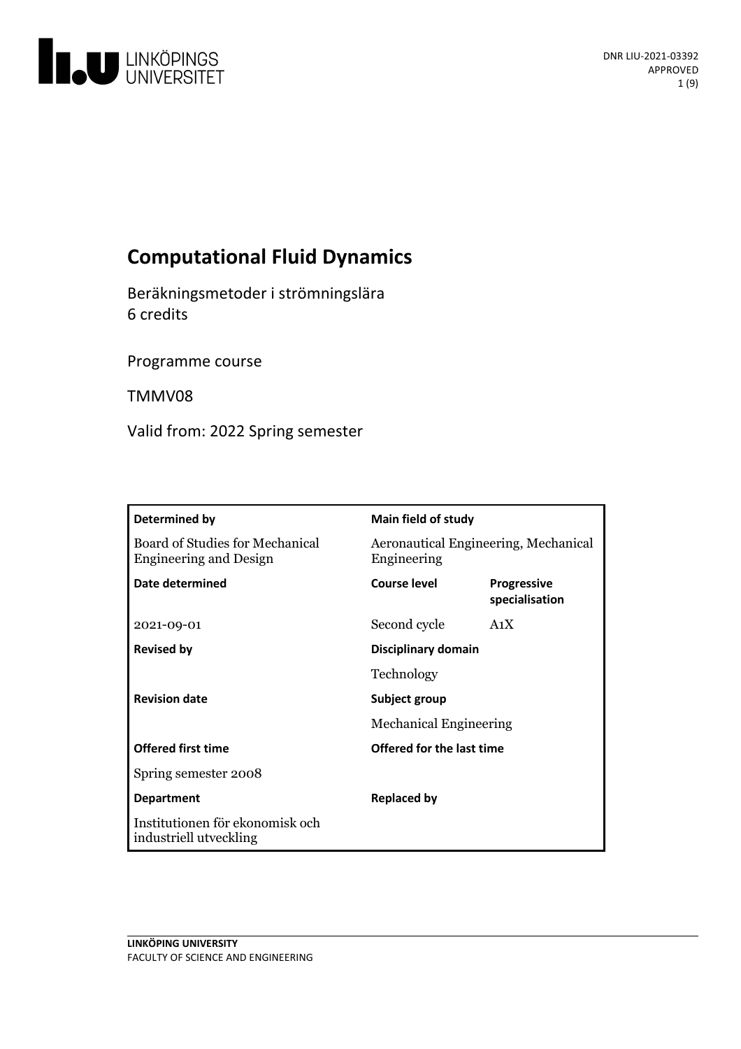# Computational Fluid Dynamics

Beräkningsmetoder i strömningslära
6 credits

Programme course

TMMV08

Valid from: 2022 Spring semester

| **Determined by** | **Main field of study** | |
|---|---|---|
| Board of Studies for Mechanical Engineering and Design | Aeronautical Engineering, Mechanical Engineering | |
| **Date determined** | **Course level** | **Progressive specialisation** |
| 2021-09-01 | Second cycle | A1X |
| **Revised by** | **Disciplinary domain** | |
| | Technology | |
| **Revision date** | **Subject group** | |
| | Mechanical Engineering | |
| **Offered first time** | **Offered for the last time** | |
| Spring semester 2008 | | |
| **Department** | **Replaced by** | |
| Institutionen för ekonomisk och industriell utveckling | | |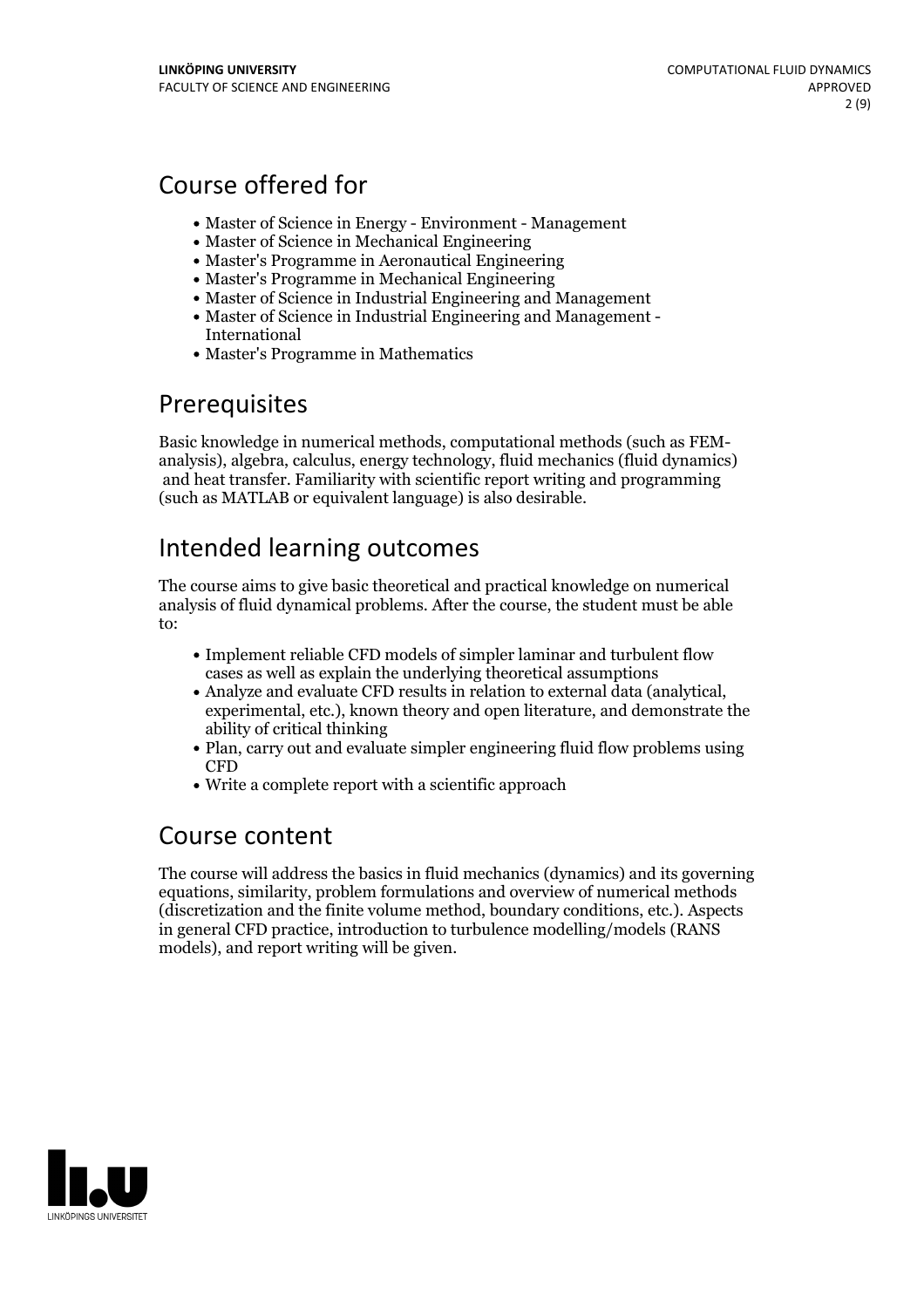## Course offered for

- Master of Science in Energy - Environment - Management
- Master of Science in Mechanical Engineering
- Master's Programme in Aeronautical Engineering
- Master's Programme in Mechanical Engineering
- Master of Science in Industrial Engineering and Management
- Master of Science in Industrial Engineering and Management - International
- Master's Programme in Mathematics

## Prerequisites

Basic knowledge in numerical methods, computational methods (such as FEM-analysis), algebra, calculus, energy technology, fluid mechanics (fluid dynamics) and heat transfer. Familiarity with scientific report writing and programming (such as MATLAB or equivalent language) is also desirable.

## Intended learning outcomes

The course aims to give basic theoretical and practical knowledge on numerical analysis of fluid dynamical problems. After the course, the student must be able to:

- Implement reliable CFD models of simpler laminar and turbulent flow cases as well as explain the underlying theoretical assumptions
- Analyze and evaluate CFD results in relation to external data (analytical, experimental, etc.), known theory and open literature, and demonstrate the ability of critical thinking
- Plan, carry out and evaluate simpler engineering fluid flow problems using CFD
- Write a complete report with a scientific approach

## Course content

The course will address the basics in fluid mechanics (dynamics) and its governing equations, similarity, problem formulations and overview of numerical methods (discretization and the finite volume method, boundary conditions, etc.). Aspects in general CFD practice, introduction to turbulence modelling/models (RANS models), and report writing will be given.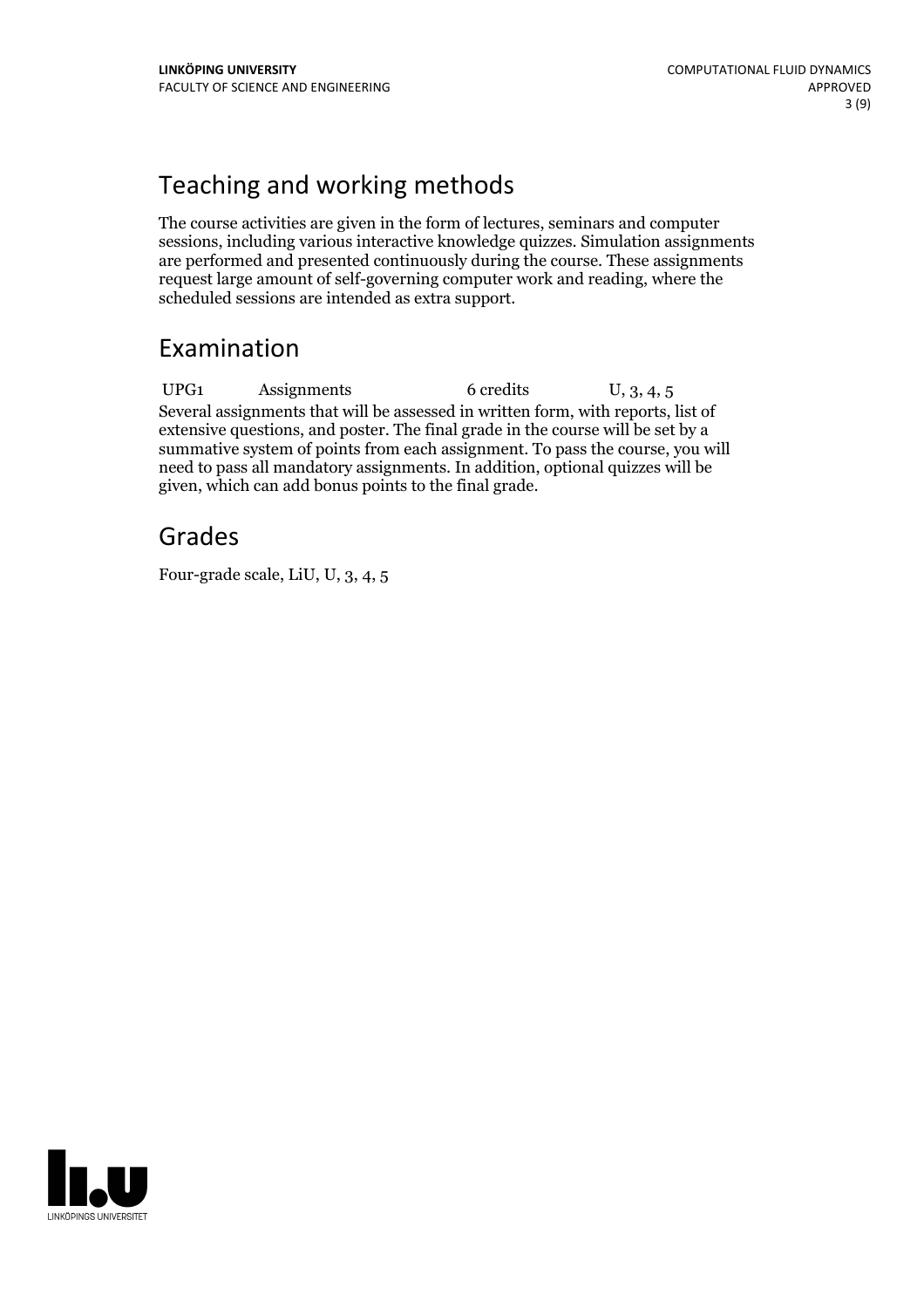## Teaching and working methods

The course activities are given in the form of lectures, seminars and computer sessions, including various interactive knowledge quizzes. Simulation assignments are performed and presented continuously during the course. These assignments request large amount of self-governing computer work and reading, where the scheduled sessions are intended as extra support.

## Examination

| UPG1 | Assignments | 6 credits | U, 3, 4, 5 |
|---|---|---|---|

Several assignments that will be assessed in written form, with reports, list of extensive questions, and poster. The final grade in the course will be set by a summative system of points from each assignment. To pass the course, you will need to pass all mandatory assignments. In addition, optional quizzes will be given, which can add bonus points to the final grade.

## Grades

Four-grade scale, LiU, U, 3, 4, 5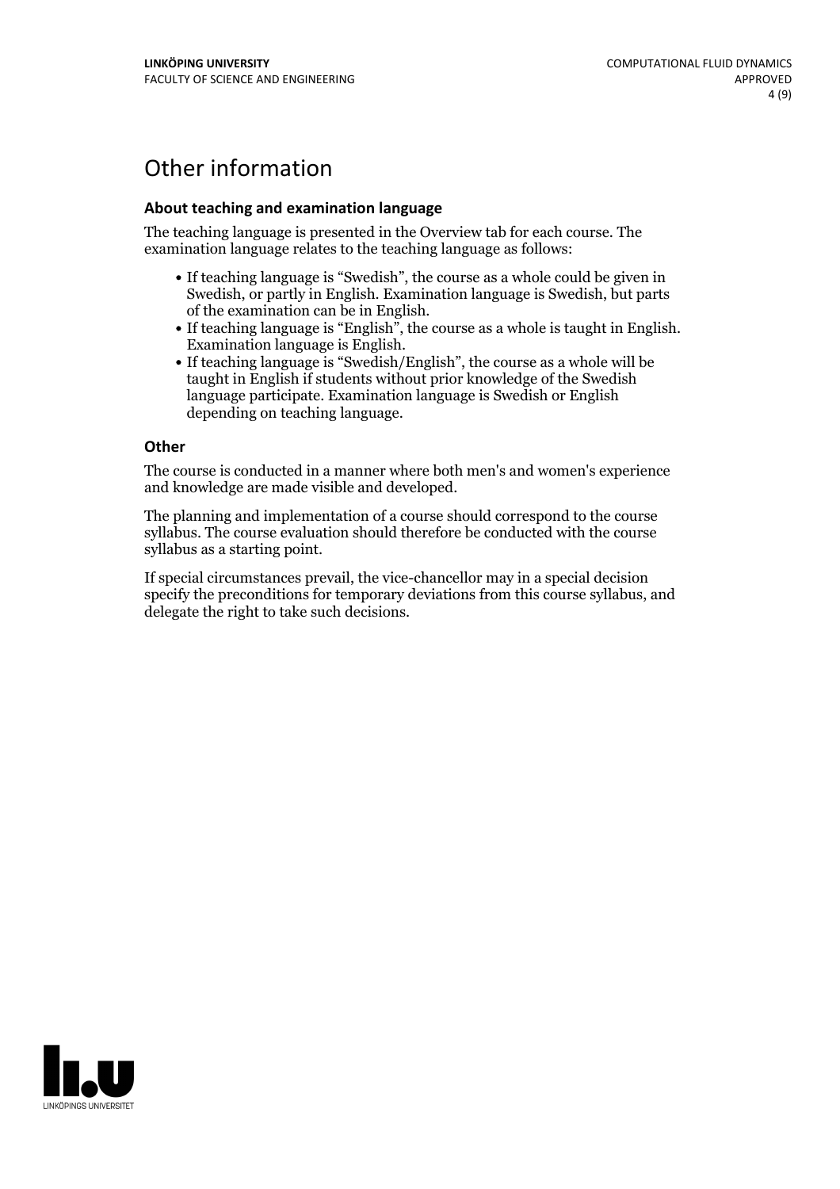# Other information

### About teaching and examination language

The teaching language is presented in the Overview tab for each course. The examination language relates to the teaching language as follows:

- If teaching language is "Swedish", the course as a whole could be given in Swedish, or partly in English. Examination language is Swedish, but parts of the examination can be in English.
- If teaching language is "English", the course as a whole is taught in English. Examination language is English.
- If teaching language is "Swedish/English", the course as a whole will be taught in English if students without prior knowledge of the Swedish language participate. Examination language is Swedish or English depending on teaching language.

### Other

The course is conducted in a manner where both men's and women's experience and knowledge are made visible and developed.

The planning and implementation of a course should correspond to the course syllabus. The course evaluation should therefore be conducted with the course syllabus as a starting point.

If special circumstances prevail, the vice-chancellor may in a special decision specify the preconditions for temporary deviations from this course syllabus, and delegate the right to take such decisions.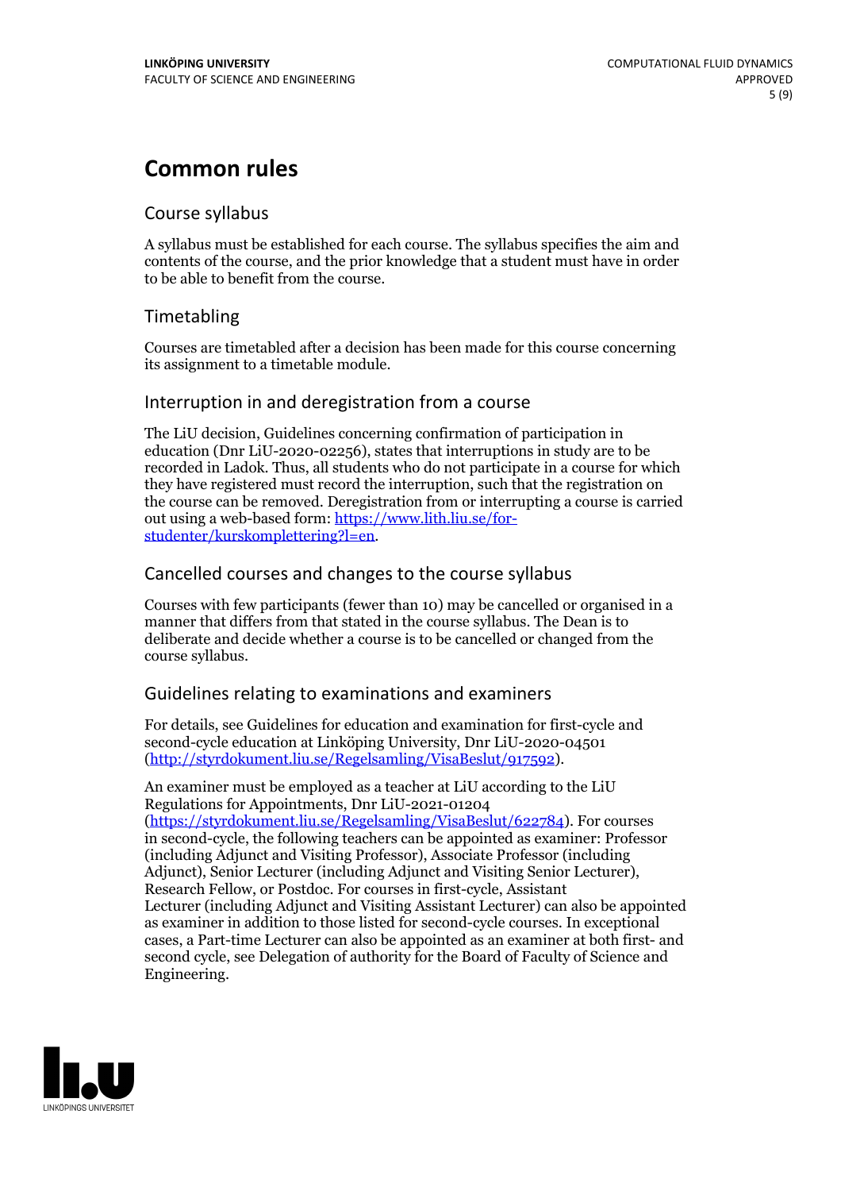# Common rules

## Course syllabus

A syllabus must be established for each course. The syllabus specifies the aim and contents of the course, and the prior knowledge that a student must have in order to be able to benefit from the course.

## Timetabling

Courses are timetabled after a decision has been made for this course concerning its assignment to a timetable module.

## Interruption in and deregistration from a course

The LiU decision, Guidelines concerning confirmation of participation in education (Dnr LiU-2020-02256), states that interruptions in study are to be recorded in Ladok. Thus, all students who do not participate in a course for which they have registered must record the interruption, such that the registration on the course can be removed. Deregistration from or interrupting a course is carried out using a web-based form: https://www.lith.liu.se/for-studenter/kurskomplettering?l=en.

## Cancelled courses and changes to the course syllabus

Courses with few participants (fewer than 10) may be cancelled or organised in a manner that differs from that stated in the course syllabus. The Dean is to deliberate and decide whether a course is to be cancelled or changed from the course syllabus.

## Guidelines relating to examinations and examiners

For details, see Guidelines for education and examination for first-cycle and second-cycle education at Linköping University, Dnr LiU-2020-04501 (http://styrdokument.liu.se/Regelsamling/VisaBeslut/917592).

An examiner must be employed as a teacher at LiU according to the LiU Regulations for Appointments, Dnr LiU-2021-01204 (https://styrdokument.liu.se/Regelsamling/VisaBeslut/622784). For courses in second-cycle, the following teachers can be appointed as examiner: Professor (including Adjunct and Visiting Professor), Associate Professor (including Adjunct), Senior Lecturer (including Adjunct and Visiting Senior Lecturer), Research Fellow, or Postdoc. For courses in first-cycle, Assistant Lecturer (including Adjunct and Visiting Assistant Lecturer) can also be appointed as examiner in addition to those listed for second-cycle courses. In exceptional cases, a Part-time Lecturer can also be appointed as an examiner at both first- and second cycle, see Delegation of authority for the Board of Faculty of Science and Engineering.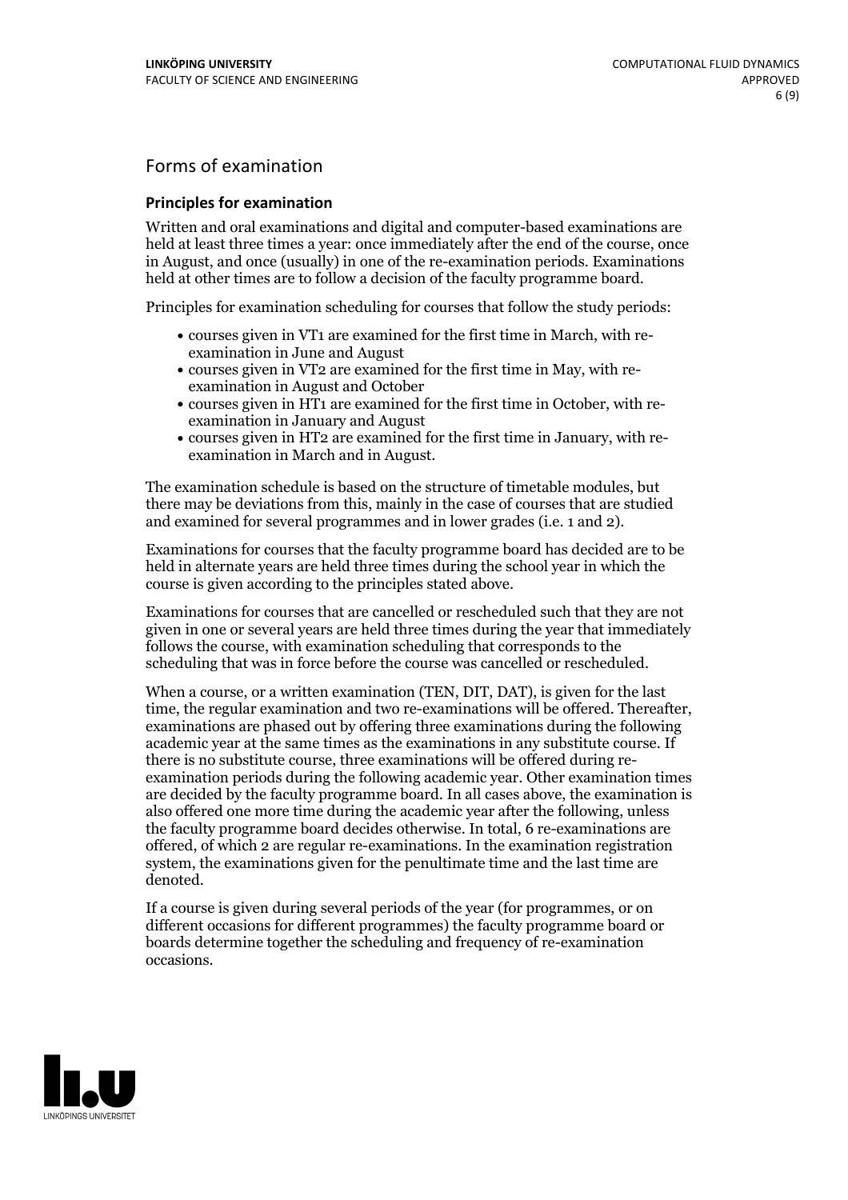## Forms of examination

### Principles for examination

Written and oral examinations and digital and computer-based examinations are held at least three times a year: once immediately after the end of the course, once in August, and once (usually) in one of the re-examination periods. Examinations held at other times are to follow a decision of the faculty programme board.

Principles for examination scheduling for courses that follow the study periods:

- courses given in VT1 are examined for the first time in March, with re-examination in June and August
- courses given in VT2 are examined for the first time in May, with re-examination in August and October
- courses given in HT1 are examined for the first time in October, with re-examination in January and August
- courses given in HT2 are examined for the first time in January, with re-examination in March and in August.

The examination schedule is based on the structure of timetable modules, but there may be deviations from this, mainly in the case of courses that are studied and examined for several programmes and in lower grades (i.e. 1 and 2).

Examinations for courses that the faculty programme board has decided are to be held in alternate years are held three times during the school year in which the course is given according to the principles stated above.

Examinations for courses that are cancelled or rescheduled such that they are not given in one or several years are held three times during the year that immediately follows the course, with examination scheduling that corresponds to the scheduling that was in force before the course was cancelled or rescheduled.

When a course, or a written examination (TEN, DIT, DAT), is given for the last time, the regular examination and two re-examinations will be offered. Thereafter, examinations are phased out by offering three examinations during the following academic year at the same times as the examinations in any substitute course. If there is no substitute course, three examinations will be offered during re-examination periods during the following academic year. Other examination times are decided by the faculty programme board. In all cases above, the examination is also offered one more time during the academic year after the following, unless the faculty programme board decides otherwise. In total, 6 re-examinations are offered, of which 2 are regular re-examinations. In the examination registration system, the examinations given for the penultimate time and the last time are denoted.

If a course is given during several periods of the year (for programmes, or on different occasions for different programmes) the faculty programme board or boards determine together the scheduling and frequency of re-examination occasions.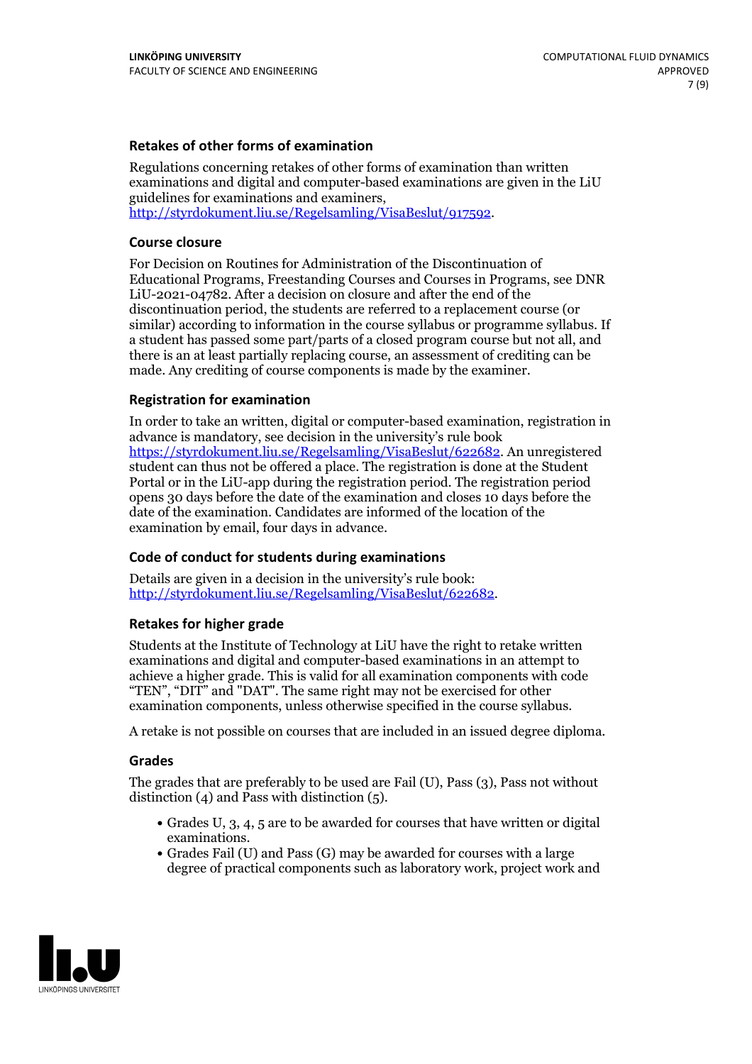### Retakes of other forms of examination

Regulations concerning retakes of other forms of examination than written examinations and digital and computer-based examinations are given in the LiU guidelines for examinations and examiners, http://styrdokument.liu.se/Regelsamling/VisaBeslut/917592.

### Course closure

For Decision on Routines for Administration of the Discontinuation of Educational Programs, Freestanding Courses and Courses in Programs, see DNR LiU-2021-04782. After a decision on closure and after the end of the discontinuation period, the students are referred to a replacement course (or similar) according to information in the course syllabus or programme syllabus. If a student has passed some part/parts of a closed program course but not all, and there is an at least partially replacing course, an assessment of crediting can be made. Any crediting of course components is made by the examiner.

### Registration for examination

In order to take an written, digital or computer-based examination, registration in advance is mandatory, see decision in the university's rule book https://styrdokument.liu.se/Regelsamling/VisaBeslut/622682. An unregistered student can thus not be offered a place. The registration is done at the Student Portal or in the LiU-app during the registration period. The registration period opens 30 days before the date of the examination and closes 10 days before the date of the examination. Candidates are informed of the location of the examination by email, four days in advance.

### Code of conduct for students during examinations

Details are given in a decision in the university's rule book: http://styrdokument.liu.se/Regelsamling/VisaBeslut/622682.

### Retakes for higher grade

Students at the Institute of Technology at LiU have the right to retake written examinations and digital and computer-based examinations in an attempt to achieve a higher grade. This is valid for all examination components with code "TEN", "DIT" and "DAT". The same right may not be exercised for other examination components, unless otherwise specified in the course syllabus.

A retake is not possible on courses that are included in an issued degree diploma.

### Grades

The grades that are preferably to be used are Fail (U), Pass (3), Pass not without distinction (4) and Pass with distinction (5).

- Grades U, 3, 4, 5 are to be awarded for courses that have written or digital examinations.
- Grades Fail (U) and Pass (G) may be awarded for courses with a large degree of practical components such as laboratory work, project work and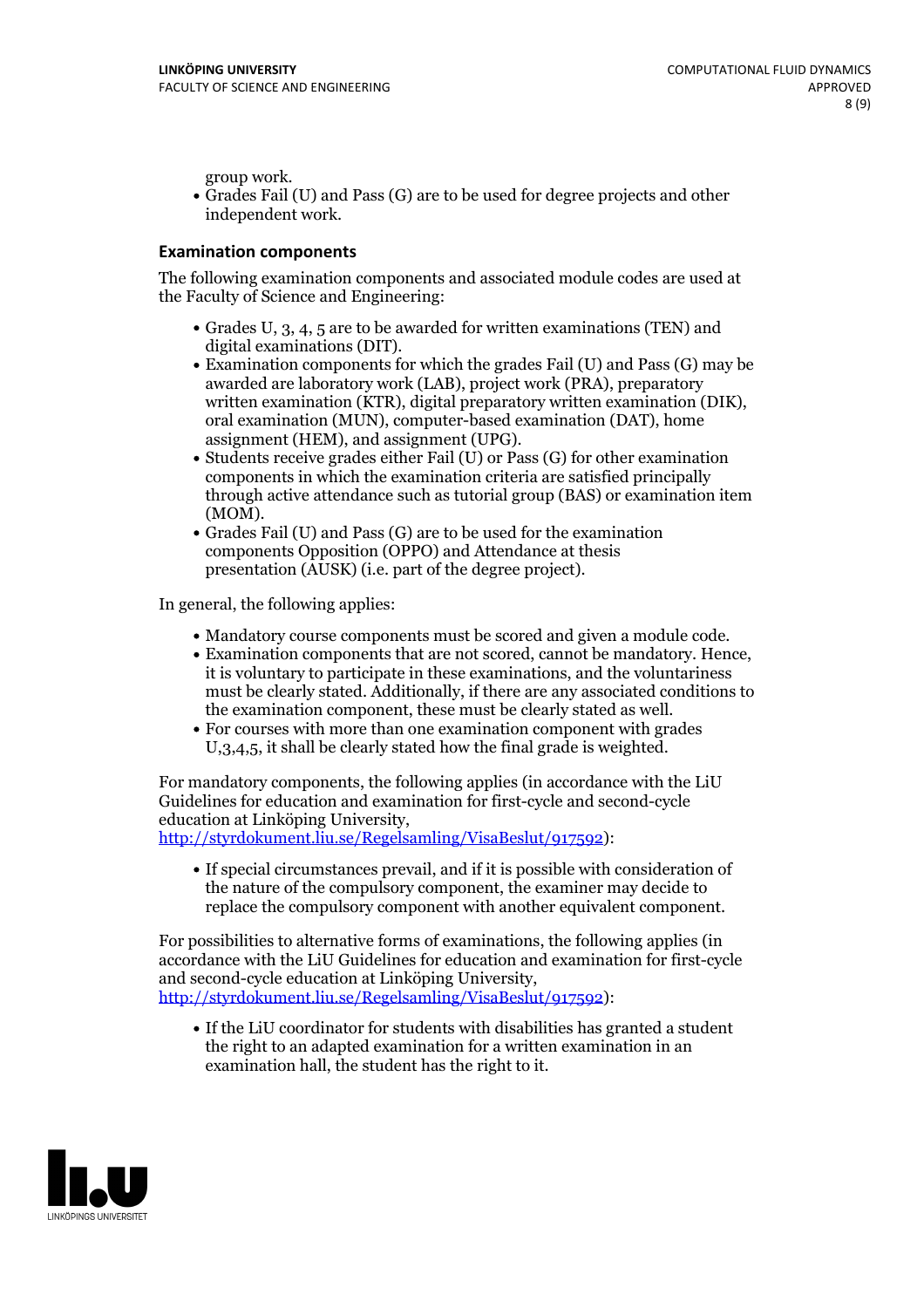group work.

- Grades Fail (U) and Pass (G) are to be used for degree projects and other independent work.

### Examination components

The following examination components and associated module codes are used at the Faculty of Science and Engineering:

- Grades U, 3, 4, 5 are to be awarded for written examinations (TEN) and digital examinations (DIT).
- Examination components for which the grades Fail (U) and Pass (G) may be awarded are laboratory work (LAB), project work (PRA), preparatory written examination (KTR), digital preparatory written examination (DIK), oral examination (MUN), computer-based examination (DAT), home assignment (HEM), and assignment (UPG).
- Students receive grades either Fail (U) or Pass (G) for other examination components in which the examination criteria are satisfied principally through active attendance such as tutorial group (BAS) or examination item (MOM).
- Grades Fail (U) and Pass (G) are to be used for the examination components Opposition (OPPO) and Attendance at thesis presentation (AUSK) (i.e. part of the degree project).

In general, the following applies:

- Mandatory course components must be scored and given a module code.
- Examination components that are not scored, cannot be mandatory. Hence, it is voluntary to participate in these examinations, and the voluntariness must be clearly stated. Additionally, if there are any associated conditions to the examination component, these must be clearly stated as well.
- For courses with more than one examination component with grades U,3,4,5, it shall be clearly stated how the final grade is weighted.

For mandatory components, the following applies (in accordance with the LiU Guidelines for education and examination for first-cycle and second-cycle education at Linköping University, http://styrdokument.liu.se/Regelsamling/VisaBeslut/917592):

- If special circumstances prevail, and if it is possible with consideration of the nature of the compulsory component, the examiner may decide to replace the compulsory component with another equivalent component.

For possibilities to alternative forms of examinations, the following applies (in accordance with the LiU Guidelines for education and examination for first-cycle and second-cycle education at Linköping University, http://styrdokument.liu.se/Regelsamling/VisaBeslut/917592):

- If the LiU coordinator for students with disabilities has granted a student the right to an adapted examination for a written examination in an examination hall, the student has the right to it.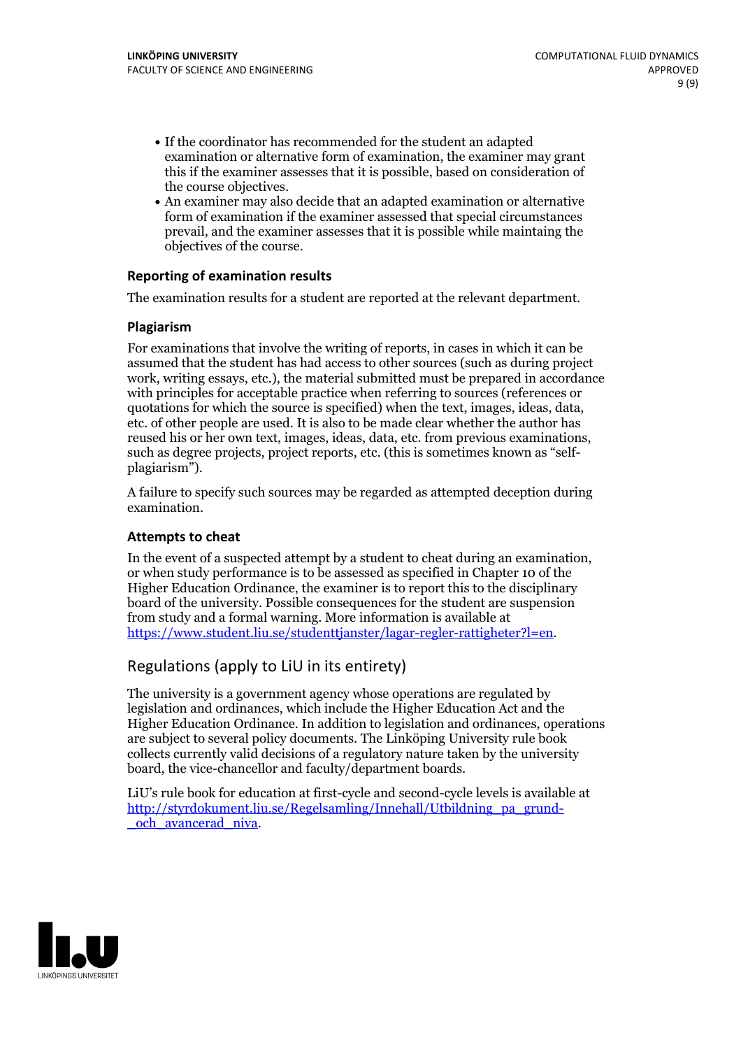- If the coordinator has recommended for the student an adapted examination or alternative form of examination, the examiner may grant this if the examiner assesses that it is possible, based on consideration of the course objectives.
- An examiner may also decide that an adapted examination or alternative form of examination if the examiner assessed that special circumstances prevail, and the examiner assesses that it is possible while maintaing the objectives of the course.

### Reporting of examination results

The examination results for a student are reported at the relevant department.

### Plagiarism

For examinations that involve the writing of reports, in cases in which it can be assumed that the student has had access to other sources (such as during project work, writing essays, etc.), the material submitted must be prepared in accordance with principles for acceptable practice when referring to sources (references or quotations for which the source is specified) when the text, images, ideas, data, etc. of other people are used. It is also to be made clear whether the author has reused his or her own text, images, ideas, data, etc. from previous examinations, such as degree projects, project reports, etc. (this is sometimes known as "self-plagiarism").

A failure to specify such sources may be regarded as attempted deception during examination.

### Attempts to cheat

In the event of a suspected attempt by a student to cheat during an examination, or when study performance is to be assessed as specified in Chapter 10 of the Higher Education Ordinance, the examiner is to report this to the disciplinary board of the university. Possible consequences for the student are suspension from study and a formal warning. More information is available at https://www.student.liu.se/studenttjanster/lagar-regler-rattigheter?l=en.

## Regulations (apply to LiU in its entirety)

The university is a government agency whose operations are regulated by legislation and ordinances, which include the Higher Education Act and the Higher Education Ordinance. In addition to legislation and ordinances, operations are subject to several policy documents. The Linköping University rule book collects currently valid decisions of a regulatory nature taken by the university board, the vice-chancellor and faculty/department boards.

LiU's rule book for education at first-cycle and second-cycle levels is available at http://styrdokument.liu.se/Regelsamling/Innehall/Utbildning_pa_grund-_och_avancerad_niva.